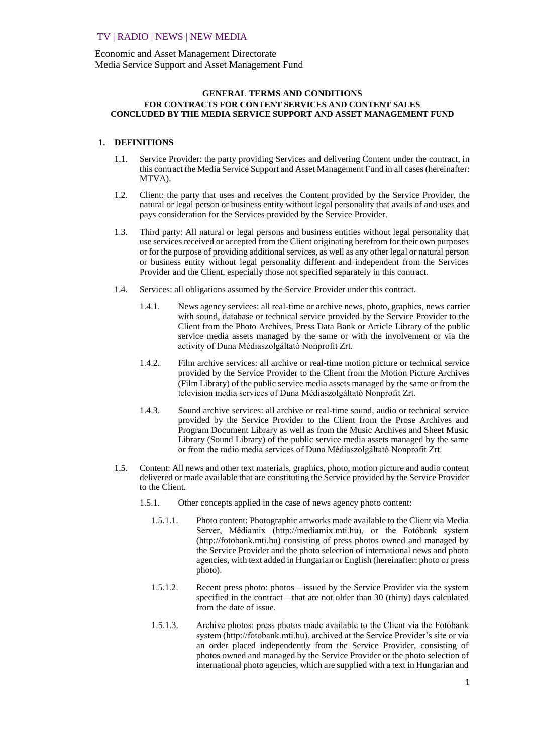TV | RADIO | NEWS | NEW MEDIA

Economic and Asset Management Directorate
Media Service Support and Asset Management Fund

**GENERAL TERMS AND CONDITIONS**
**FOR CONTRACTS FOR CONTENT SERVICES AND CONTENT SALES**
**CONCLUDED BY THE MEDIA SERVICE SUPPORT AND ASSET MANAGEMENT FUND**

## 1. DEFINITIONS

1.1. Service Provider: the party providing Services and delivering Content under the contract, in this contract the Media Service Support and Asset Management Fund in all cases (hereinafter: MTVA).

1.2. Client: the party that uses and receives the Content provided by the Service Provider, the natural or legal person or business entity without legal personality that avails of and uses and pays consideration for the Services provided by the Service Provider.

1.3. Third party: All natural or legal persons and business entities without legal personality that use services received or accepted from the Client originating herefrom for their own purposes or for the purpose of providing additional services, as well as any other legal or natural person or business entity without legal personality different and independent from the Services Provider and the Client, especially those not specified separately in this contract.

1.4. Services: all obligations assumed by the Service Provider under this contract.

1.4.1. News agency services: all real-time or archive news, photo, graphics, news carrier with sound, database or technical service provided by the Service Provider to the Client from the Photo Archives, Press Data Bank or Article Library of the public service media assets managed by the same or with the involvement or via the activity of Duna Médiaszolgáltató Nonprofit Zrt.

1.4.2. Film archive services: all archive or real-time motion picture or technical service provided by the Service Provider to the Client from the Motion Picture Archives (Film Library) of the public service media assets managed by the same or from the television media services of Duna Médiaszolgáltató Nonprofit Zrt.

1.4.3. Sound archive services: all archive or real-time sound, audio or technical service provided by the Service Provider to the Client from the Prose Archives and Program Document Library as well as from the Music Archives and Sheet Music Library (Sound Library) of the public service media assets managed by the same or from the radio media services of Duna Médiaszolgáltató Nonprofit Zrt.

1.5. Content: All news and other text materials, graphics, photo, motion picture and audio content delivered or made available that are constituting the Service provided by the Service Provider to the Client.

1.5.1. Other concepts applied in the case of news agency photo content:

1.5.1.1. Photo content: Photographic artworks made available to the Client via Media Server, Médiamix (http://mediamix.mti.hu), or the Fotóbank system (http://fotobank.mti.hu) consisting of press photos owned and managed by the Service Provider and the photo selection of international news and photo agencies, with text added in Hungarian or English (hereinafter: photo or press photo).

1.5.1.2. Recent press photo: photos—issued by the Service Provider via the system specified in the contract—that are not older than 30 (thirty) days calculated from the date of issue.

1.5.1.3. Archive photos: press photos made available to the Client via the Fotóbank system (http://fotobank.mti.hu), archived at the Service Provider's site or via an order placed independently from the Service Provider, consisting of photos owned and managed by the Service Provider or the photo selection of international photo agencies, which are supplied with a text in Hungarian and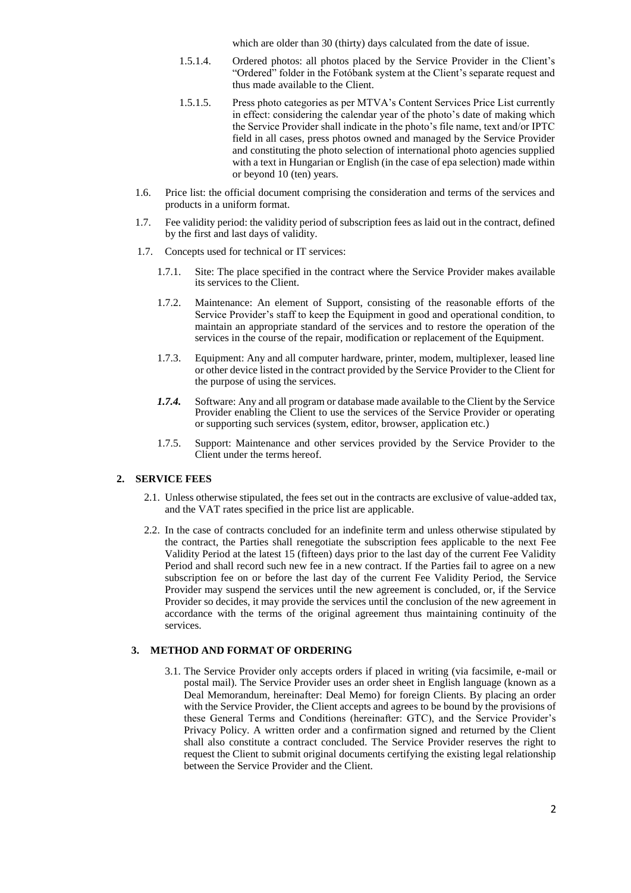which are older than 30 (thirty) days calculated from the date of issue.

1.5.1.4. Ordered photos: all photos placed by the Service Provider in the Client's "Ordered" folder in the Fotóbank system at the Client's separate request and thus made available to the Client.

1.5.1.5. Press photo categories as per MTVA's Content Services Price List currently in effect: considering the calendar year of the photo's date of making which the Service Provider shall indicate in the photo's file name, text and/or IPTC field in all cases, press photos owned and managed by the Service Provider and constituting the photo selection of international photo agencies supplied with a text in Hungarian or English (in the case of epa selection) made within or beyond 10 (ten) years.

1.6. Price list: the official document comprising the consideration and terms of the services and products in a uniform format.

1.7. Fee validity period: the validity period of subscription fees as laid out in the contract, defined by the first and last days of validity.

1.7. Concepts used for technical or IT services:

1.7.1. Site: The place specified in the contract where the Service Provider makes available its services to the Client.

1.7.2. Maintenance: An element of Support, consisting of the reasonable efforts of the Service Provider's staff to keep the Equipment in good and operational condition, to maintain an appropriate standard of the services and to restore the operation of the services in the course of the repair, modification or replacement of the Equipment.

1.7.3. Equipment: Any and all computer hardware, printer, modem, multiplexer, leased line or other device listed in the contract provided by the Service Provider to the Client for the purpose of using the services.

***1.7.4.*** Software: Any and all program or database made available to the Client by the Service Provider enabling the Client to use the services of the Service Provider or operating or supporting such services (system, editor, browser, application etc.)

1.7.5. Support: Maintenance and other services provided by the Service Provider to the Client under the terms hereof.

## 2. SERVICE FEES

2.1. Unless otherwise stipulated, the fees set out in the contracts are exclusive of value-added tax, and the VAT rates specified in the price list are applicable.

2.2. In the case of contracts concluded for an indefinite term and unless otherwise stipulated by the contract, the Parties shall renegotiate the subscription fees applicable to the next Fee Validity Period at the latest 15 (fifteen) days prior to the last day of the current Fee Validity Period and shall record such new fee in a new contract. If the Parties fail to agree on a new subscription fee on or before the last day of the current Fee Validity Period, the Service Provider may suspend the services until the new agreement is concluded, or, if the Service Provider so decides, it may provide the services until the conclusion of the new agreement in accordance with the terms of the original agreement thus maintaining continuity of the services.

## 3. METHOD AND FORMAT OF ORDERING

3.1. The Service Provider only accepts orders if placed in writing (via facsimile, e-mail or postal mail). The Service Provider uses an order sheet in English language (known as a Deal Memorandum, hereinafter: Deal Memo) for foreign Clients. By placing an order with the Service Provider, the Client accepts and agrees to be bound by the provisions of these General Terms and Conditions (hereinafter: GTC), and the Service Provider's Privacy Policy. A written order and a confirmation signed and returned by the Client shall also constitute a contract concluded. The Service Provider reserves the right to request the Client to submit original documents certifying the existing legal relationship between the Service Provider and the Client.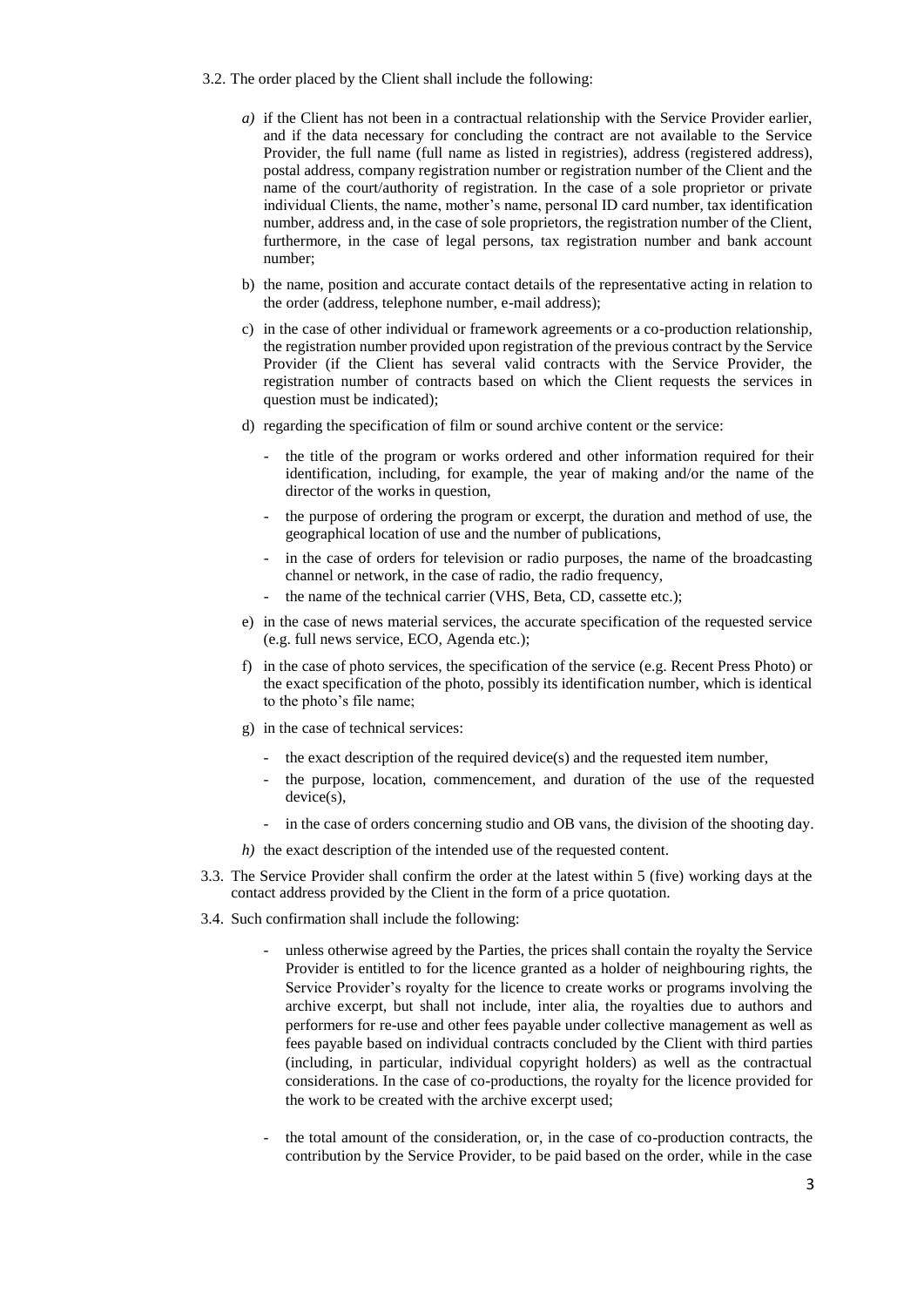3.2. The order placed by the Client shall include the following:

*a)* if the Client has not been in a contractual relationship with the Service Provider earlier, and if the data necessary for concluding the contract are not available to the Service Provider, the full name (full name as listed in registries), address (registered address), postal address, company registration number or registration number of the Client and the name of the court/authority of registration. In the case of a sole proprietor or private individual Clients, the name, mother's name, personal ID card number, tax identification number, address and, in the case of sole proprietors, the registration number of the Client, furthermore, in the case of legal persons, tax registration number and bank account number;

b) the name, position and accurate contact details of the representative acting in relation to the order (address, telephone number, e-mail address);

c) in the case of other individual or framework agreements or a co-production relationship, the registration number provided upon registration of the previous contract by the Service Provider (if the Client has several valid contracts with the Service Provider, the registration number of contracts based on which the Client requests the services in question must be indicated);

d) regarding the specification of film or sound archive content or the service:

- the title of the program or works ordered and other information required for their identification, including, for example, the year of making and/or the name of the director of the works in question,
- the purpose of ordering the program or excerpt, the duration and method of use, the geographical location of use and the number of publications,
- in the case of orders for television or radio purposes, the name of the broadcasting channel or network, in the case of radio, the radio frequency,
- the name of the technical carrier (VHS, Beta, CD, cassette etc.);

e) in the case of news material services, the accurate specification of the requested service (e.g. full news service, ECO, Agenda etc.);

f) in the case of photo services, the specification of the service (e.g. Recent Press Photo) or the exact specification of the photo, possibly its identification number, which is identical to the photo's file name;

g) in the case of technical services:

- the exact description of the required device(s) and the requested item number,
- the purpose, location, commencement, and duration of the use of the requested device(s),
- in the case of orders concerning studio and OB vans, the division of the shooting day.

*h)* the exact description of the intended use of the requested content.

3.3. The Service Provider shall confirm the order at the latest within 5 (five) working days at the contact address provided by the Client in the form of a price quotation.

3.4. Such confirmation shall include the following:

- unless otherwise agreed by the Parties, the prices shall contain the royalty the Service Provider is entitled to for the licence granted as a holder of neighbouring rights, the Service Provider's royalty for the licence to create works or programs involving the archive excerpt, but shall not include, inter alia, the royalties due to authors and performers for re-use and other fees payable under collective management as well as fees payable based on individual contracts concluded by the Client with third parties (including, in particular, individual copyright holders) as well as the contractual considerations. In the case of co-productions, the royalty for the licence provided for the work to be created with the archive excerpt used;
- the total amount of the consideration, or, in the case of co-production contracts, the contribution by the Service Provider, to be paid based on the order, while in the case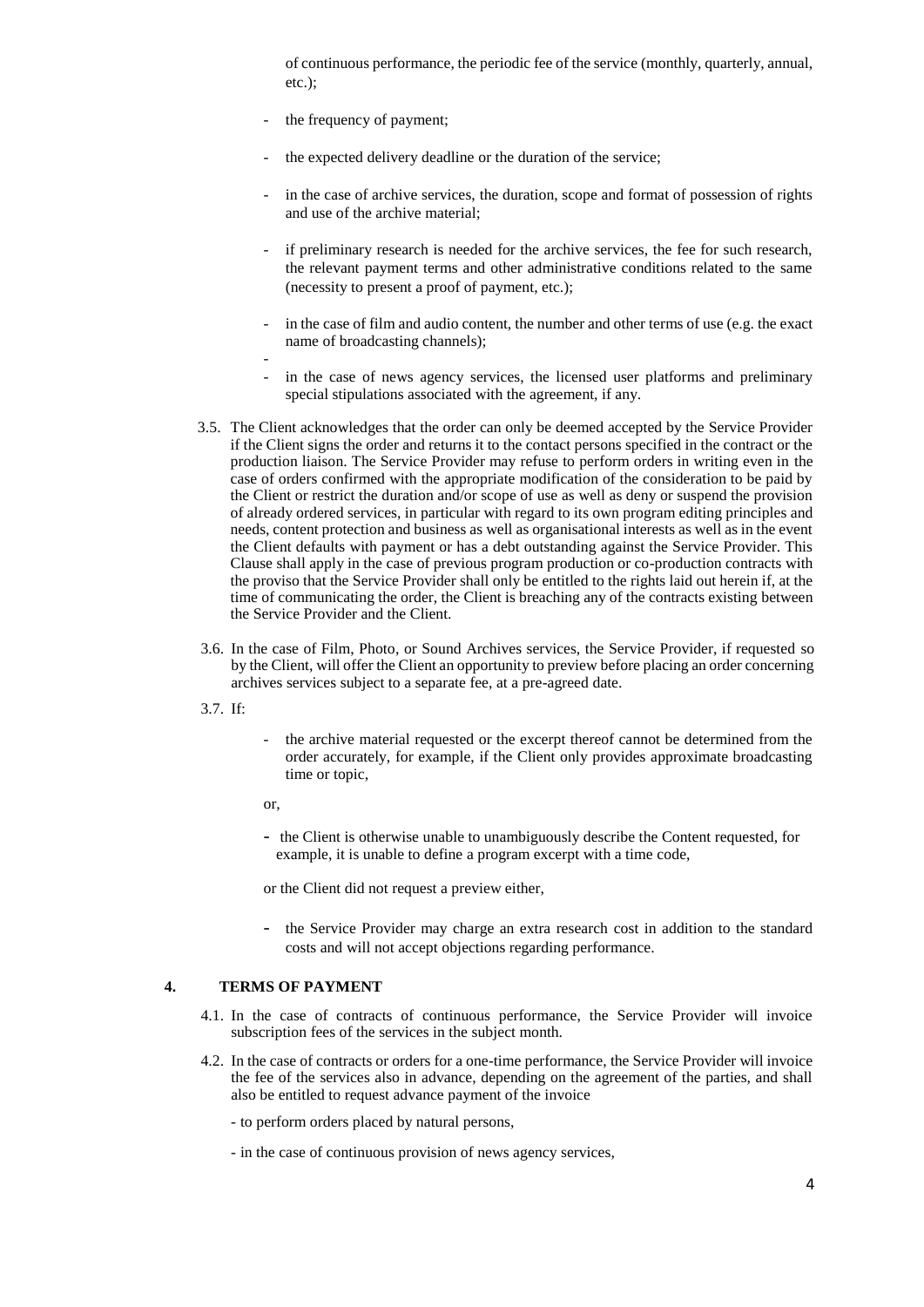of continuous performance, the periodic fee of the service (monthly, quarterly, annual, etc.);

- the frequency of payment;
- the expected delivery deadline or the duration of the service;
- in the case of archive services, the duration, scope and format of possession of rights and use of the archive material;
- if preliminary research is needed for the archive services, the fee for such research, the relevant payment terms and other administrative conditions related to the same (necessity to present a proof of payment, etc.);
- in the case of film and audio content, the number and other terms of use (e.g. the exact name of broadcasting channels);
- 
- in the case of news agency services, the licensed user platforms and preliminary special stipulations associated with the agreement, if any.

3.5. The Client acknowledges that the order can only be deemed accepted by the Service Provider if the Client signs the order and returns it to the contact persons specified in the contract or the production liaison. The Service Provider may refuse to perform orders in writing even in the case of orders confirmed with the appropriate modification of the consideration to be paid by the Client or restrict the duration and/or scope of use as well as deny or suspend the provision of already ordered services, in particular with regard to its own program editing principles and needs, content protection and business as well as organisational interests as well as in the event the Client defaults with payment or has a debt outstanding against the Service Provider. This Clause shall apply in the case of previous program production or co-production contracts with the proviso that the Service Provider shall only be entitled to the rights laid out herein if, at the time of communicating the order, the Client is breaching any of the contracts existing between the Service Provider and the Client.

3.6. In the case of Film, Photo, or Sound Archives services, the Service Provider, if requested so by the Client, will offer the Client an opportunity to preview before placing an order concerning archives services subject to a separate fee, at a pre-agreed date.

3.7. If:

- the archive material requested or the excerpt thereof cannot be determined from the order accurately, for example, if the Client only provides approximate broadcasting time or topic,

or,

- the Client is otherwise unable to unambiguously describe the Content requested, for example, it is unable to define a program excerpt with a time code,

or the Client did not request a preview either,

- the Service Provider may charge an extra research cost in addition to the standard costs and will not accept objections regarding performance.

## 4. TERMS OF PAYMENT

4.1. In the case of contracts of continuous performance, the Service Provider will invoice subscription fees of the services in the subject month.

4.2. In the case of contracts or orders for a one-time performance, the Service Provider will invoice the fee of the services also in advance, depending on the agreement of the parties, and shall also be entitled to request advance payment of the invoice

- to perform orders placed by natural persons,
- in the case of continuous provision of news agency services,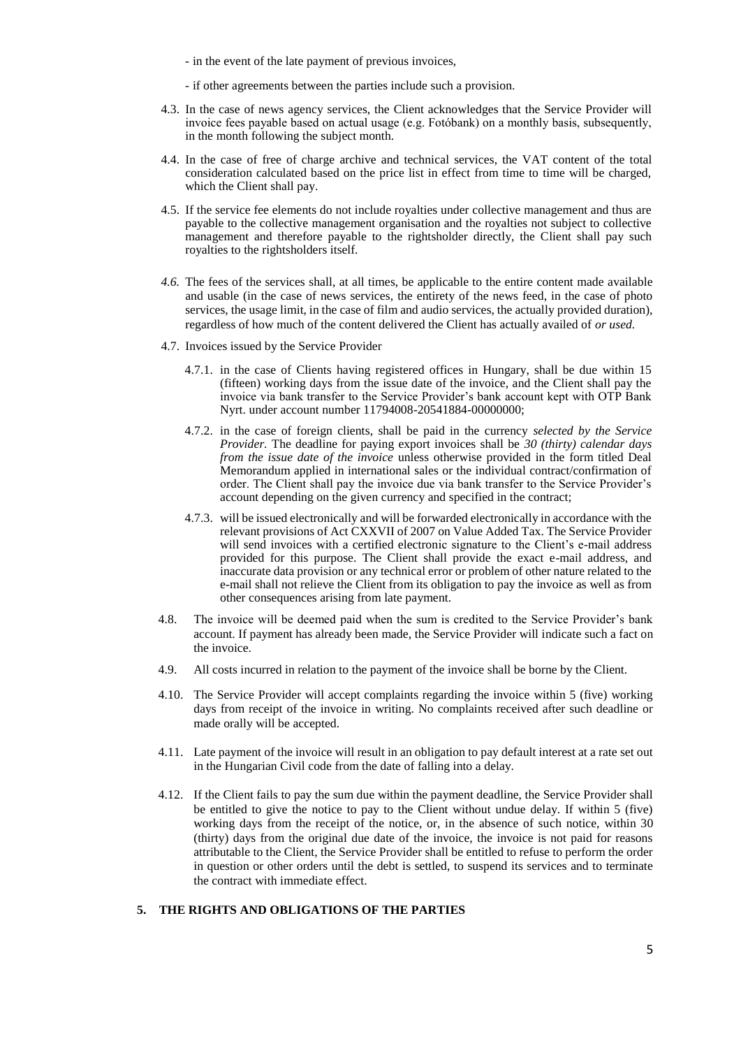- in the event of the late payment of previous invoices,

- if other agreements between the parties include such a provision.

4.3. In the case of news agency services, the Client acknowledges that the Service Provider will invoice fees payable based on actual usage (e.g. Fotóbank) on a monthly basis, subsequently, in the month following the subject month.

4.4. In the case of free of charge archive and technical services, the VAT content of the total consideration calculated based on the price list in effect from time to time will be charged, which the Client shall pay.

4.5. If the service fee elements do not include royalties under collective management and thus are payable to the collective management organisation and the royalties not subject to collective management and therefore payable to the rightsholder directly, the Client shall pay such royalties to the rightsholders itself.

*4.6.* The fees of the services shall, at all times, be applicable to the entire content made available and usable (in the case of news services, the entirety of the news feed, in the case of photo services, the usage limit, in the case of film and audio services, the actually provided duration), regardless of how much of the content delivered the Client has actually availed of *or used.*

4.7. Invoices issued by the Service Provider

4.7.1. in the case of Clients having registered offices in Hungary, shall be due within 15 (fifteen) working days from the issue date of the invoice, and the Client shall pay the invoice via bank transfer to the Service Provider's bank account kept with OTP Bank Nyrt. under account number 11794008-20541884-00000000;

4.7.2. in the case of foreign clients, shall be paid in the currency *selected by the Service Provider.* The deadline for paying export invoices shall be *30 (thirty) calendar days from the issue date of the invoice* unless otherwise provided in the form titled Deal Memorandum applied in international sales or the individual contract/confirmation of order. The Client shall pay the invoice due via bank transfer to the Service Provider's account depending on the given currency and specified in the contract;

4.7.3. will be issued electronically and will be forwarded electronically in accordance with the relevant provisions of Act CXXVII of 2007 on Value Added Tax. The Service Provider will send invoices with a certified electronic signature to the Client's e-mail address provided for this purpose. The Client shall provide the exact e-mail address, and inaccurate data provision or any technical error or problem of other nature related to the e-mail shall not relieve the Client from its obligation to pay the invoice as well as from other consequences arising from late payment.

4.8. The invoice will be deemed paid when the sum is credited to the Service Provider's bank account. If payment has already been made, the Service Provider will indicate such a fact on the invoice.

4.9. All costs incurred in relation to the payment of the invoice shall be borne by the Client.

4.10. The Service Provider will accept complaints regarding the invoice within 5 (five) working days from receipt of the invoice in writing. No complaints received after such deadline or made orally will be accepted.

4.11. Late payment of the invoice will result in an obligation to pay default interest at a rate set out in the Hungarian Civil code from the date of falling into a delay.

4.12. If the Client fails to pay the sum due within the payment deadline, the Service Provider shall be entitled to give the notice to pay to the Client without undue delay. If within 5 (five) working days from the receipt of the notice, or, in the absence of such notice, within 30 (thirty) days from the original due date of the invoice, the invoice is not paid for reasons attributable to the Client, the Service Provider shall be entitled to refuse to perform the order in question or other orders until the debt is settled, to suspend its services and to terminate the contract with immediate effect.

## 5. THE RIGHTS AND OBLIGATIONS OF THE PARTIES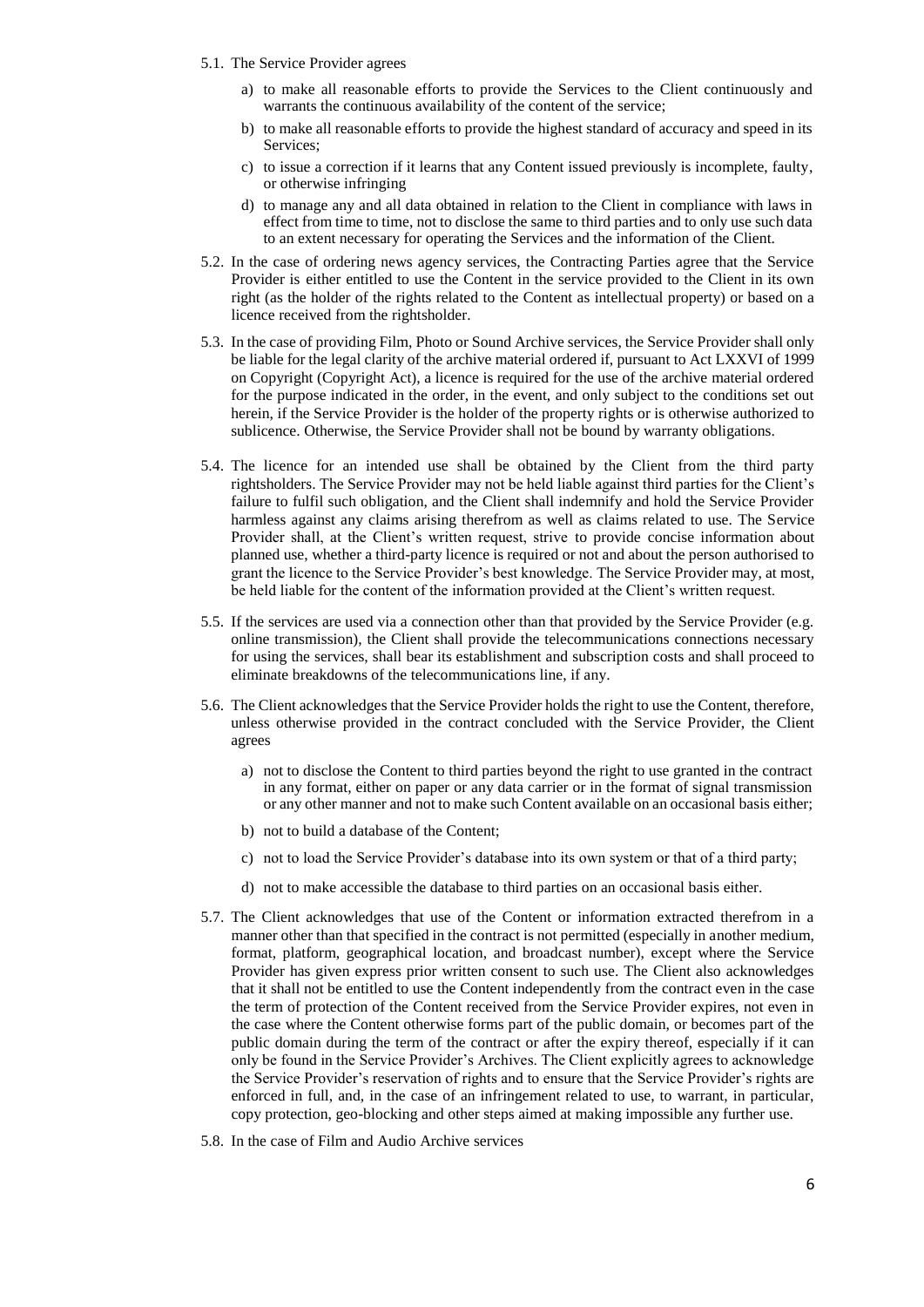5.1. The Service Provider agrees

a) to make all reasonable efforts to provide the Services to the Client continuously and warrants the continuous availability of the content of the service;

b) to make all reasonable efforts to provide the highest standard of accuracy and speed in its Services;

c) to issue a correction if it learns that any Content issued previously is incomplete, faulty, or otherwise infringing

d) to manage any and all data obtained in relation to the Client in compliance with laws in effect from time to time, not to disclose the same to third parties and to only use such data to an extent necessary for operating the Services and the information of the Client.

5.2. In the case of ordering news agency services, the Contracting Parties agree that the Service Provider is either entitled to use the Content in the service provided to the Client in its own right (as the holder of the rights related to the Content as intellectual property) or based on a licence received from the rightsholder.

5.3. In the case of providing Film, Photo or Sound Archive services, the Service Provider shall only be liable for the legal clarity of the archive material ordered if, pursuant to Act LXXVI of 1999 on Copyright (Copyright Act), a licence is required for the use of the archive material ordered for the purpose indicated in the order, in the event, and only subject to the conditions set out herein, if the Service Provider is the holder of the property rights or is otherwise authorized to sublicence. Otherwise, the Service Provider shall not be bound by warranty obligations.

5.4. The licence for an intended use shall be obtained by the Client from the third party rightsholders. The Service Provider may not be held liable against third parties for the Client's failure to fulfil such obligation, and the Client shall indemnify and hold the Service Provider harmless against any claims arising therefrom as well as claims related to use. The Service Provider shall, at the Client's written request, strive to provide concise information about planned use, whether a third-party licence is required or not and about the person authorised to grant the licence to the Service Provider's best knowledge. The Service Provider may, at most, be held liable for the content of the information provided at the Client's written request.

5.5. If the services are used via a connection other than that provided by the Service Provider (e.g. online transmission), the Client shall provide the telecommunications connections necessary for using the services, shall bear its establishment and subscription costs and shall proceed to eliminate breakdowns of the telecommunications line, if any.

5.6. The Client acknowledges that the Service Provider holds the right to use the Content, therefore, unless otherwise provided in the contract concluded with the Service Provider, the Client agrees

a) not to disclose the Content to third parties beyond the right to use granted in the contract in any format, either on paper or any data carrier or in the format of signal transmission or any other manner and not to make such Content available on an occasional basis either;

b) not to build a database of the Content;

c) not to load the Service Provider's database into its own system or that of a third party;

d) not to make accessible the database to third parties on an occasional basis either.

5.7. The Client acknowledges that use of the Content or information extracted therefrom in a manner other than that specified in the contract is not permitted (especially in another medium, format, platform, geographical location, and broadcast number), except where the Service Provider has given express prior written consent to such use. The Client also acknowledges that it shall not be entitled to use the Content independently from the contract even in the case the term of protection of the Content received from the Service Provider expires, not even in the case where the Content otherwise forms part of the public domain, or becomes part of the public domain during the term of the contract or after the expiry thereof, especially if it can only be found in the Service Provider's Archives. The Client explicitly agrees to acknowledge the Service Provider's reservation of rights and to ensure that the Service Provider's rights are enforced in full, and, in the case of an infringement related to use, to warrant, in particular, copy protection, geo-blocking and other steps aimed at making impossible any further use.

5.8. In the case of Film and Audio Archive services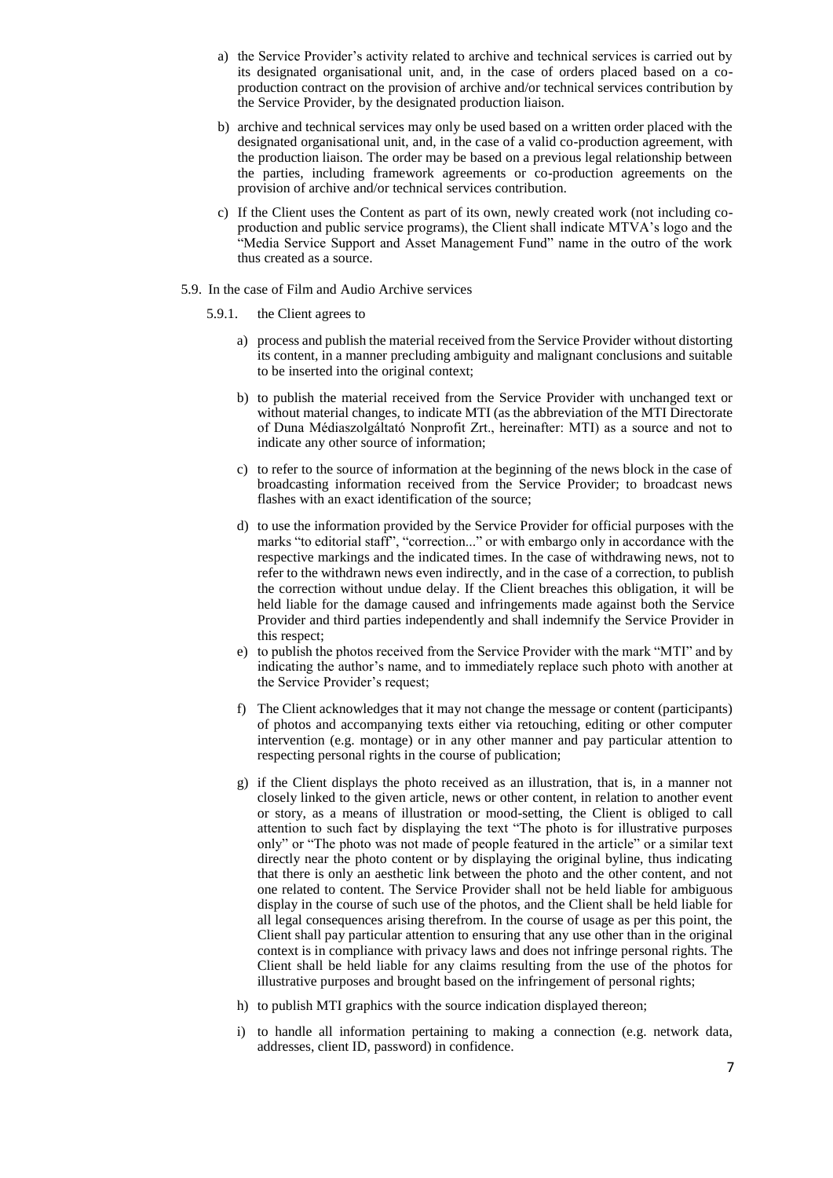a) the Service Provider's activity related to archive and technical services is carried out by its designated organisational unit, and, in the case of orders placed based on a co-production contract on the provision of archive and/or technical services contribution by the Service Provider, by the designated production liaison.

b) archive and technical services may only be used based on a written order placed with the designated organisational unit, and, in the case of a valid co-production agreement, with the production liaison. The order may be based on a previous legal relationship between the parties, including framework agreements or co-production agreements on the provision of archive and/or technical services contribution.

c) If the Client uses the Content as part of its own, newly created work (not including co-production and public service programs), the Client shall indicate MTVA's logo and the "Media Service Support and Asset Management Fund" name in the outro of the work thus created as a source.

5.9. In the case of Film and Audio Archive services

5.9.1. the Client agrees to

a) process and publish the material received from the Service Provider without distorting its content, in a manner precluding ambiguity and malignant conclusions and suitable to be inserted into the original context;

b) to publish the material received from the Service Provider with unchanged text or without material changes, to indicate MTI (as the abbreviation of the MTI Directorate of Duna Médiaszolgáltató Nonprofit Zrt., hereinafter: MTI) as a source and not to indicate any other source of information;

c) to refer to the source of information at the beginning of the news block in the case of broadcasting information received from the Service Provider; to broadcast news flashes with an exact identification of the source;

d) to use the information provided by the Service Provider for official purposes with the marks "to editorial staff", "correction..." or with embargo only in accordance with the respective markings and the indicated times. In the case of withdrawing news, not to refer to the withdrawn news even indirectly, and in the case of a correction, to publish the correction without undue delay. If the Client breaches this obligation, it will be held liable for the damage caused and infringements made against both the Service Provider and third parties independently and shall indemnify the Service Provider in this respect;

e) to publish the photos received from the Service Provider with the mark "MTI" and by indicating the author's name, and to immediately replace such photo with another at the Service Provider's request;

f) The Client acknowledges that it may not change the message or content (participants) of photos and accompanying texts either via retouching, editing or other computer intervention (e.g. montage) or in any other manner and pay particular attention to respecting personal rights in the course of publication;

g) if the Client displays the photo received as an illustration, that is, in a manner not closely linked to the given article, news or other content, in relation to another event or story, as a means of illustration or mood-setting, the Client is obliged to call attention to such fact by displaying the text "The photo is for illustrative purposes only" or "The photo was not made of people featured in the article" or a similar text directly near the photo content or by displaying the original byline, thus indicating that there is only an aesthetic link between the photo and the other content, and not one related to content. The Service Provider shall not be held liable for ambiguous display in the course of such use of the photos, and the Client shall be held liable for all legal consequences arising therefrom. In the course of usage as per this point, the Client shall pay particular attention to ensuring that any use other than in the original context is in compliance with privacy laws and does not infringe personal rights. The Client shall be held liable for any claims resulting from the use of the photos for illustrative purposes and brought based on the infringement of personal rights;

h) to publish MTI graphics with the source indication displayed thereon;

i) to handle all information pertaining to making a connection (e.g. network data, addresses, client ID, password) in confidence.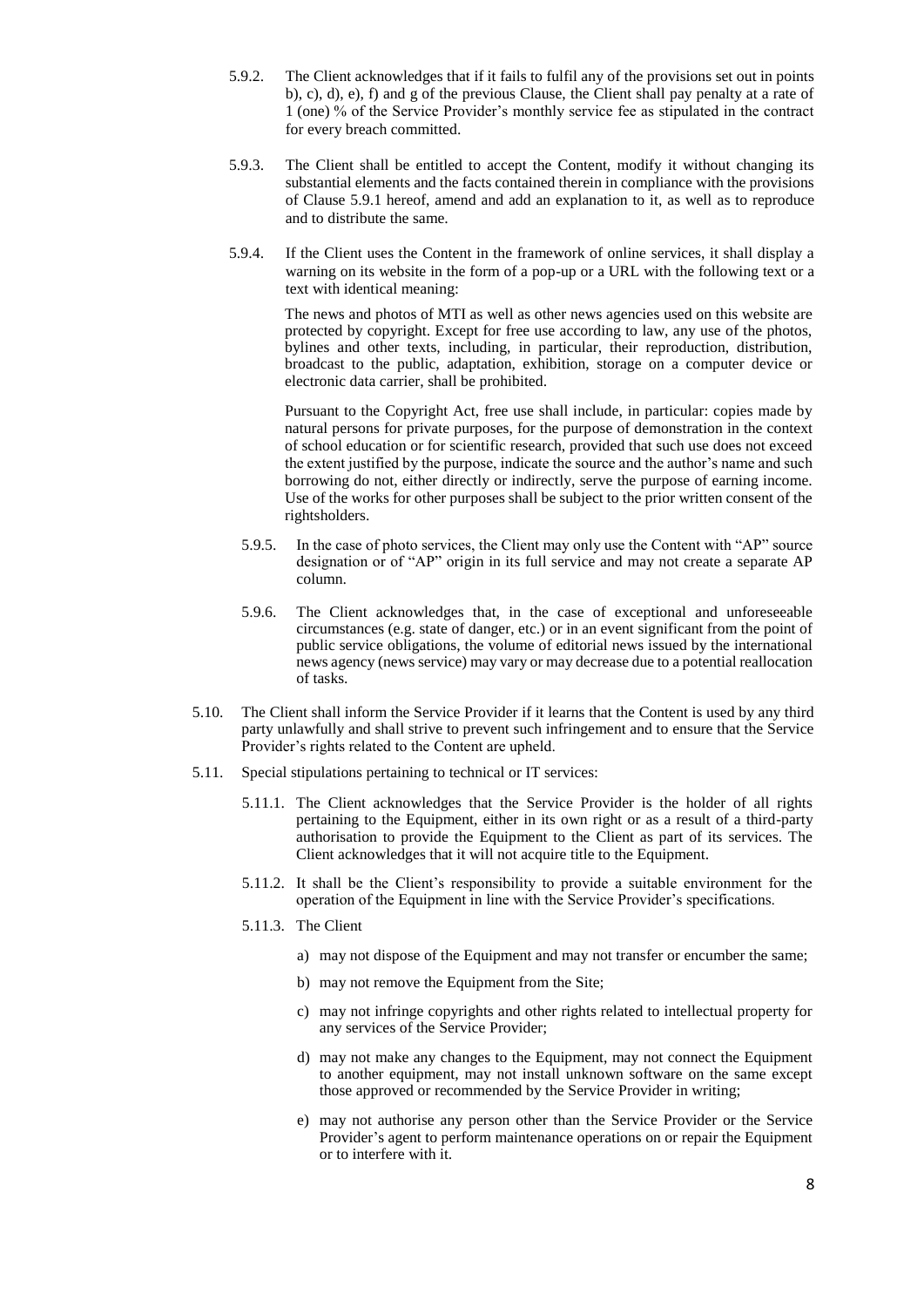5.9.2. The Client acknowledges that if it fails to fulfil any of the provisions set out in points b), c), d), e), f) and g of the previous Clause, the Client shall pay penalty at a rate of 1 (one) % of the Service Provider's monthly service fee as stipulated in the contract for every breach committed.

5.9.3. The Client shall be entitled to accept the Content, modify it without changing its substantial elements and the facts contained therein in compliance with the provisions of Clause 5.9.1 hereof, amend and add an explanation to it, as well as to reproduce and to distribute the same.

5.9.4. If the Client uses the Content in the framework of online services, it shall display a warning on its website in the form of a pop-up or a URL with the following text or a text with identical meaning:

> The news and photos of MTI as well as other news agencies used on this website are protected by copyright. Except for free use according to law, any use of the photos, bylines and other texts, including, in particular, their reproduction, distribution, broadcast to the public, adaptation, exhibition, storage on a computer device or electronic data carrier, shall be prohibited.
>
> Pursuant to the Copyright Act, free use shall include, in particular: copies made by natural persons for private purposes, for the purpose of demonstration in the context of school education or for scientific research, provided that such use does not exceed the extent justified by the purpose, indicate the source and the author's name and such borrowing do not, either directly or indirectly, serve the purpose of earning income. Use of the works for other purposes shall be subject to the prior written consent of the rightsholders.

5.9.5. In the case of photo services, the Client may only use the Content with "AP" source designation or of "AP" origin in its full service and may not create a separate AP column.

5.9.6. The Client acknowledges that, in the case of exceptional and unforeseeable circumstances (e.g. state of danger, etc.) or in an event significant from the point of public service obligations, the volume of editorial news issued by the international news agency (news service) may vary or may decrease due to a potential reallocation of tasks.

5.10. The Client shall inform the Service Provider if it learns that the Content is used by any third party unlawfully and shall strive to prevent such infringement and to ensure that the Service Provider's rights related to the Content are upheld.

5.11. Special stipulations pertaining to technical or IT services:

5.11.1. The Client acknowledges that the Service Provider is the holder of all rights pertaining to the Equipment, either in its own right or as a result of a third-party authorisation to provide the Equipment to the Client as part of its services. The Client acknowledges that it will not acquire title to the Equipment.

5.11.2. It shall be the Client's responsibility to provide a suitable environment for the operation of the Equipment in line with the Service Provider's specifications.

5.11.3. The Client

a) may not dispose of the Equipment and may not transfer or encumber the same;

b) may not remove the Equipment from the Site;

c) may not infringe copyrights and other rights related to intellectual property for any services of the Service Provider;

d) may not make any changes to the Equipment, may not connect the Equipment to another equipment, may not install unknown software on the same except those approved or recommended by the Service Provider in writing;

e) may not authorise any person other than the Service Provider or the Service Provider's agent to perform maintenance operations on or repair the Equipment or to interfere with it.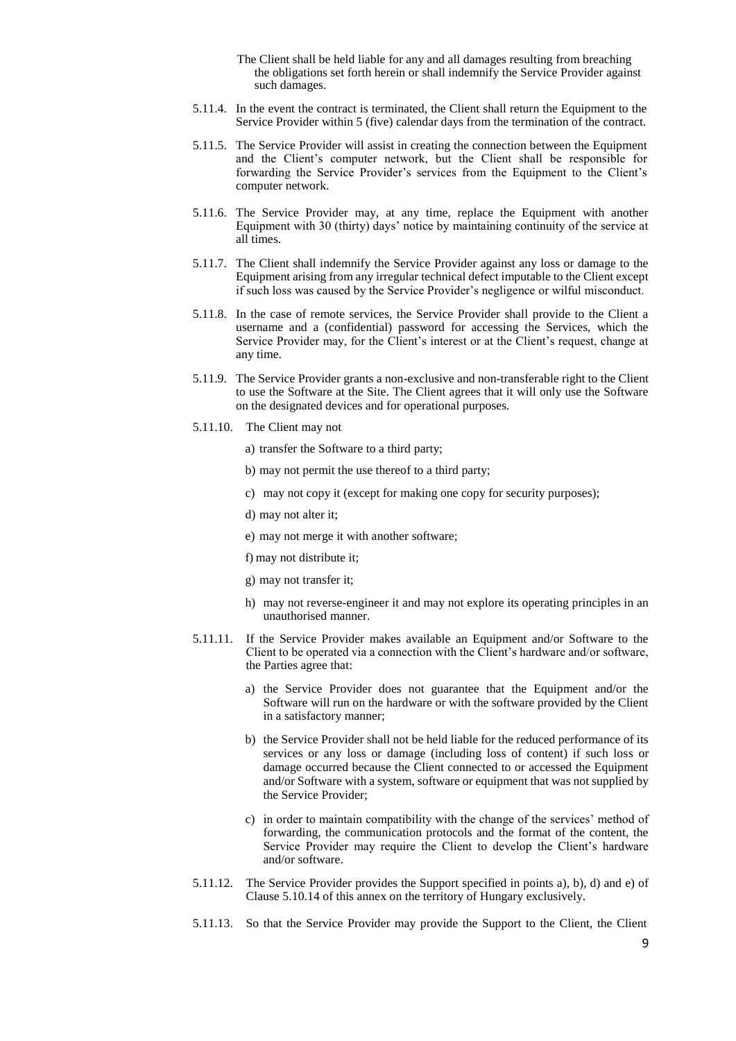The Client shall be held liable for any and all damages resulting from breaching the obligations set forth herein or shall indemnify the Service Provider against such damages.

5.11.4. In the event the contract is terminated, the Client shall return the Equipment to the Service Provider within 5 (five) calendar days from the termination of the contract.

5.11.5. The Service Provider will assist in creating the connection between the Equipment and the Client's computer network, but the Client shall be responsible for forwarding the Service Provider's services from the Equipment to the Client's computer network.

5.11.6. The Service Provider may, at any time, replace the Equipment with another Equipment with 30 (thirty) days' notice by maintaining continuity of the service at all times.

5.11.7. The Client shall indemnify the Service Provider against any loss or damage to the Equipment arising from any irregular technical defect imputable to the Client except if such loss was caused by the Service Provider's negligence or wilful misconduct.

5.11.8. In the case of remote services, the Service Provider shall provide to the Client a username and a (confidential) password for accessing the Services, which the Service Provider may, for the Client's interest or at the Client's request, change at any time.

5.11.9. The Service Provider grants a non-exclusive and non-transferable right to the Client to use the Software at the Site. The Client agrees that it will only use the Software on the designated devices and for operational purposes.

5.11.10. The Client may not

a) transfer the Software to a third party;

b) may not permit the use thereof to a third party;

c) may not copy it (except for making one copy for security purposes);

d) may not alter it;

e) may not merge it with another software;

f) may not distribute it;

g) may not transfer it;

h) may not reverse-engineer it and may not explore its operating principles in an unauthorised manner.

5.11.11. If the Service Provider makes available an Equipment and/or Software to the Client to be operated via a connection with the Client's hardware and/or software, the Parties agree that:

a) the Service Provider does not guarantee that the Equipment and/or the Software will run on the hardware or with the software provided by the Client in a satisfactory manner;

b) the Service Provider shall not be held liable for the reduced performance of its services or any loss or damage (including loss of content) if such loss or damage occurred because the Client connected to or accessed the Equipment and/or Software with a system, software or equipment that was not supplied by the Service Provider;

c) in order to maintain compatibility with the change of the services' method of forwarding, the communication protocols and the format of the content, the Service Provider may require the Client to develop the Client's hardware and/or software.

5.11.12. The Service Provider provides the Support specified in points a), b), d) and e) of Clause 5.10.14 of this annex on the territory of Hungary exclusively.

5.11.13. So that the Service Provider may provide the Support to the Client, the Client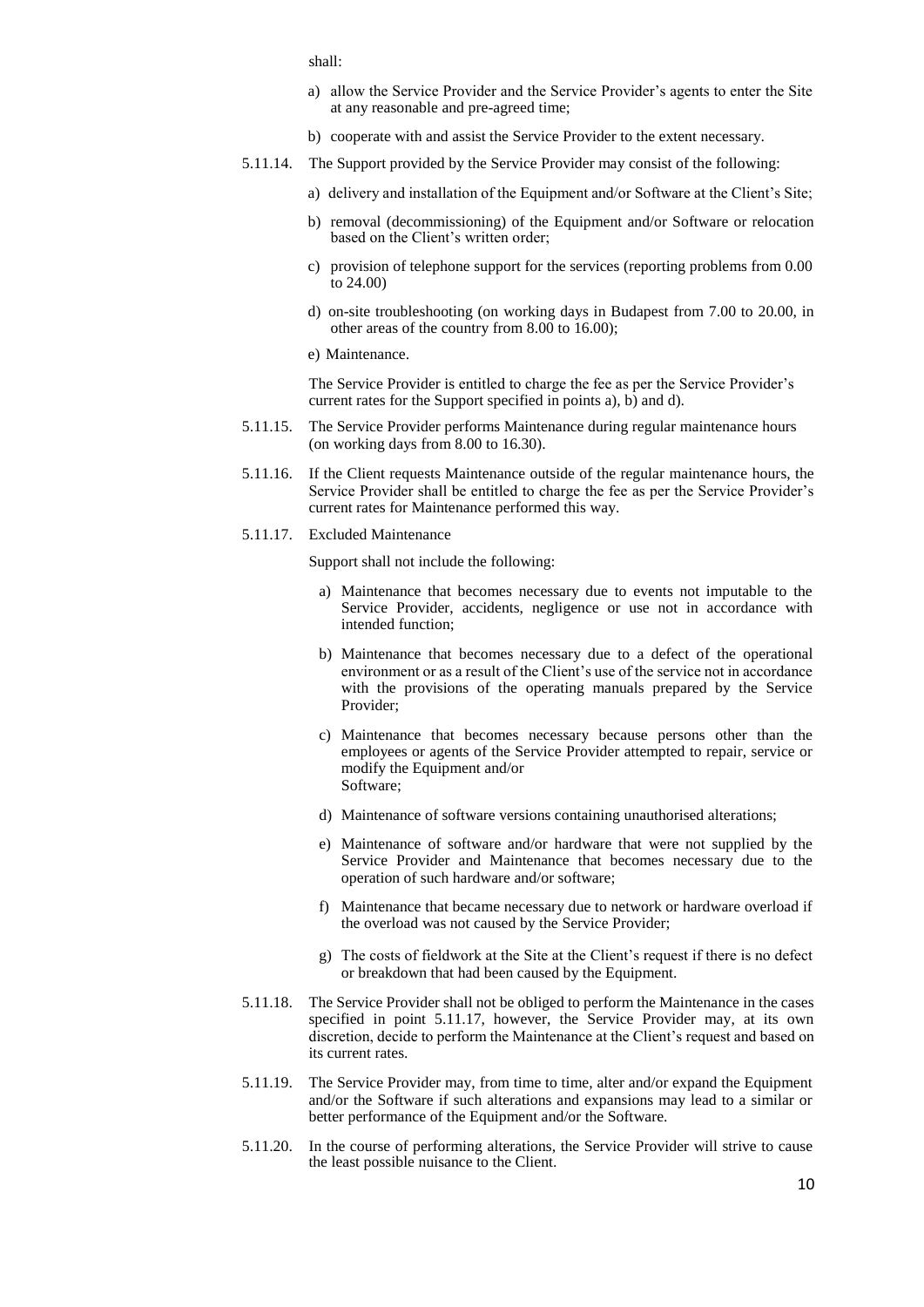shall:

a) allow the Service Provider and the Service Provider's agents to enter the Site at any reasonable and pre-agreed time;

b) cooperate with and assist the Service Provider to the extent necessary.

5.11.14. The Support provided by the Service Provider may consist of the following:

a) delivery and installation of the Equipment and/or Software at the Client's Site;

b) removal (decommissioning) of the Equipment and/or Software or relocation based on the Client's written order;

c) provision of telephone support for the services (reporting problems from 0.00 to 24.00)

d) on-site troubleshooting (on working days in Budapest from 7.00 to 20.00, in other areas of the country from 8.00 to 16.00);

e) Maintenance.

The Service Provider is entitled to charge the fee as per the Service Provider's current rates for the Support specified in points a), b) and d).

5.11.15. The Service Provider performs Maintenance during regular maintenance hours (on working days from 8.00 to 16.30).

5.11.16. If the Client requests Maintenance outside of the regular maintenance hours, the Service Provider shall be entitled to charge the fee as per the Service Provider's current rates for Maintenance performed this way.

5.11.17. Excluded Maintenance

Support shall not include the following:

a) Maintenance that becomes necessary due to events not imputable to the Service Provider, accidents, negligence or use not in accordance with intended function;

b) Maintenance that becomes necessary due to a defect of the operational environment or as a result of the Client's use of the service not in accordance with the provisions of the operating manuals prepared by the Service Provider;

c) Maintenance that becomes necessary because persons other than the employees or agents of the Service Provider attempted to repair, service or modify the Equipment and/or Software;

d) Maintenance of software versions containing unauthorised alterations;

e) Maintenance of software and/or hardware that were not supplied by the Service Provider and Maintenance that becomes necessary due to the operation of such hardware and/or software;

f) Maintenance that became necessary due to network or hardware overload if the overload was not caused by the Service Provider;

g) The costs of fieldwork at the Site at the Client's request if there is no defect or breakdown that had been caused by the Equipment.

5.11.18. The Service Provider shall not be obliged to perform the Maintenance in the cases specified in point 5.11.17, however, the Service Provider may, at its own discretion, decide to perform the Maintenance at the Client's request and based on its current rates.

5.11.19. The Service Provider may, from time to time, alter and/or expand the Equipment and/or the Software if such alterations and expansions may lead to a similar or better performance of the Equipment and/or the Software.

5.11.20. In the course of performing alterations, the Service Provider will strive to cause the least possible nuisance to the Client.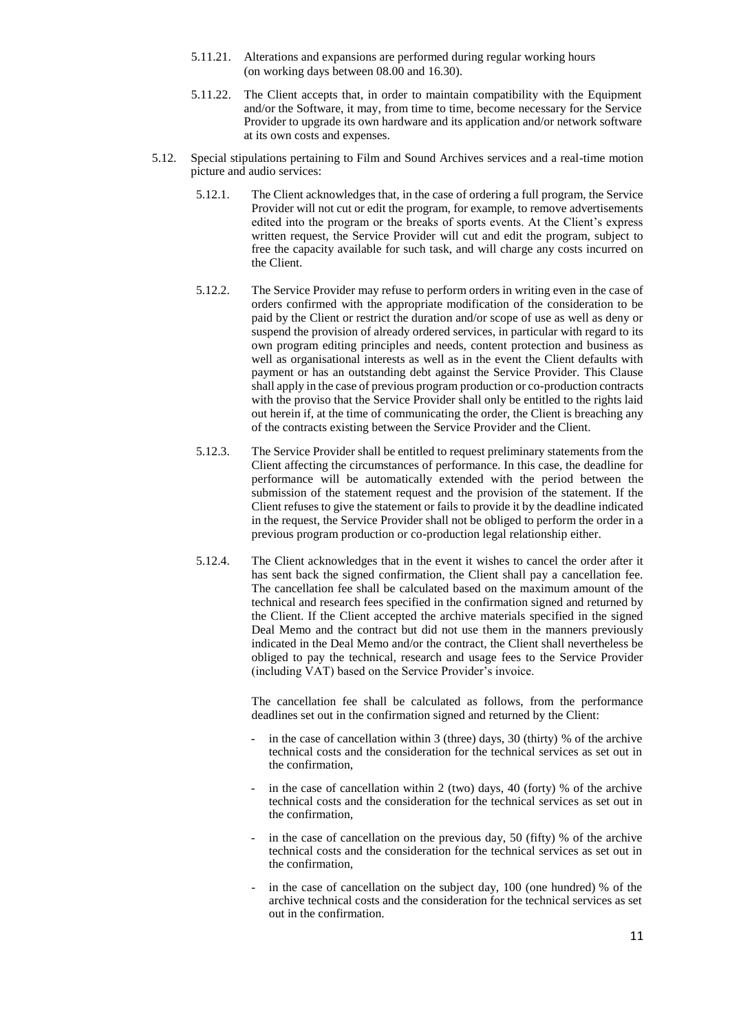5.11.21. Alterations and expansions are performed during regular working hours (on working days between 08.00 and 16.30).

5.11.22. The Client accepts that, in order to maintain compatibility with the Equipment and/or the Software, it may, from time to time, become necessary for the Service Provider to upgrade its own hardware and its application and/or network software at its own costs and expenses.

5.12. Special stipulations pertaining to Film and Sound Archives services and a real-time motion picture and audio services:

5.12.1. The Client acknowledges that, in the case of ordering a full program, the Service Provider will not cut or edit the program, for example, to remove advertisements edited into the program or the breaks of sports events. At the Client's express written request, the Service Provider will cut and edit the program, subject to free the capacity available for such task, and will charge any costs incurred on the Client.

5.12.2. The Service Provider may refuse to perform orders in writing even in the case of orders confirmed with the appropriate modification of the consideration to be paid by the Client or restrict the duration and/or scope of use as well as deny or suspend the provision of already ordered services, in particular with regard to its own program editing principles and needs, content protection and business as well as organisational interests as well as in the event the Client defaults with payment or has an outstanding debt against the Service Provider. This Clause shall apply in the case of previous program production or co-production contracts with the proviso that the Service Provider shall only be entitled to the rights laid out herein if, at the time of communicating the order, the Client is breaching any of the contracts existing between the Service Provider and the Client.

5.12.3. The Service Provider shall be entitled to request preliminary statements from the Client affecting the circumstances of performance. In this case, the deadline for performance will be automatically extended with the period between the submission of the statement request and the provision of the statement. If the Client refuses to give the statement or fails to provide it by the deadline indicated in the request, the Service Provider shall not be obliged to perform the order in a previous program production or co-production legal relationship either.

5.12.4. The Client acknowledges that in the event it wishes to cancel the order after it has sent back the signed confirmation, the Client shall pay a cancellation fee. The cancellation fee shall be calculated based on the maximum amount of the technical and research fees specified in the confirmation signed and returned by the Client. If the Client accepted the archive materials specified in the signed Deal Memo and the contract but did not use them in the manners previously indicated in the Deal Memo and/or the contract, the Client shall nevertheless be obliged to pay the technical, research and usage fees to the Service Provider (including VAT) based on the Service Provider's invoice.

The cancellation fee shall be calculated as follows, from the performance deadlines set out in the confirmation signed and returned by the Client:

- in the case of cancellation within 3 (three) days, 30 (thirty) % of the archive technical costs and the consideration for the technical services as set out in the confirmation,
- in the case of cancellation within 2 (two) days, 40 (forty) % of the archive technical costs and the consideration for the technical services as set out in the confirmation,
- in the case of cancellation on the previous day, 50 (fifty) % of the archive technical costs and the consideration for the technical services as set out in the confirmation,
- in the case of cancellation on the subject day, 100 (one hundred) % of the archive technical costs and the consideration for the technical services as set out in the confirmation.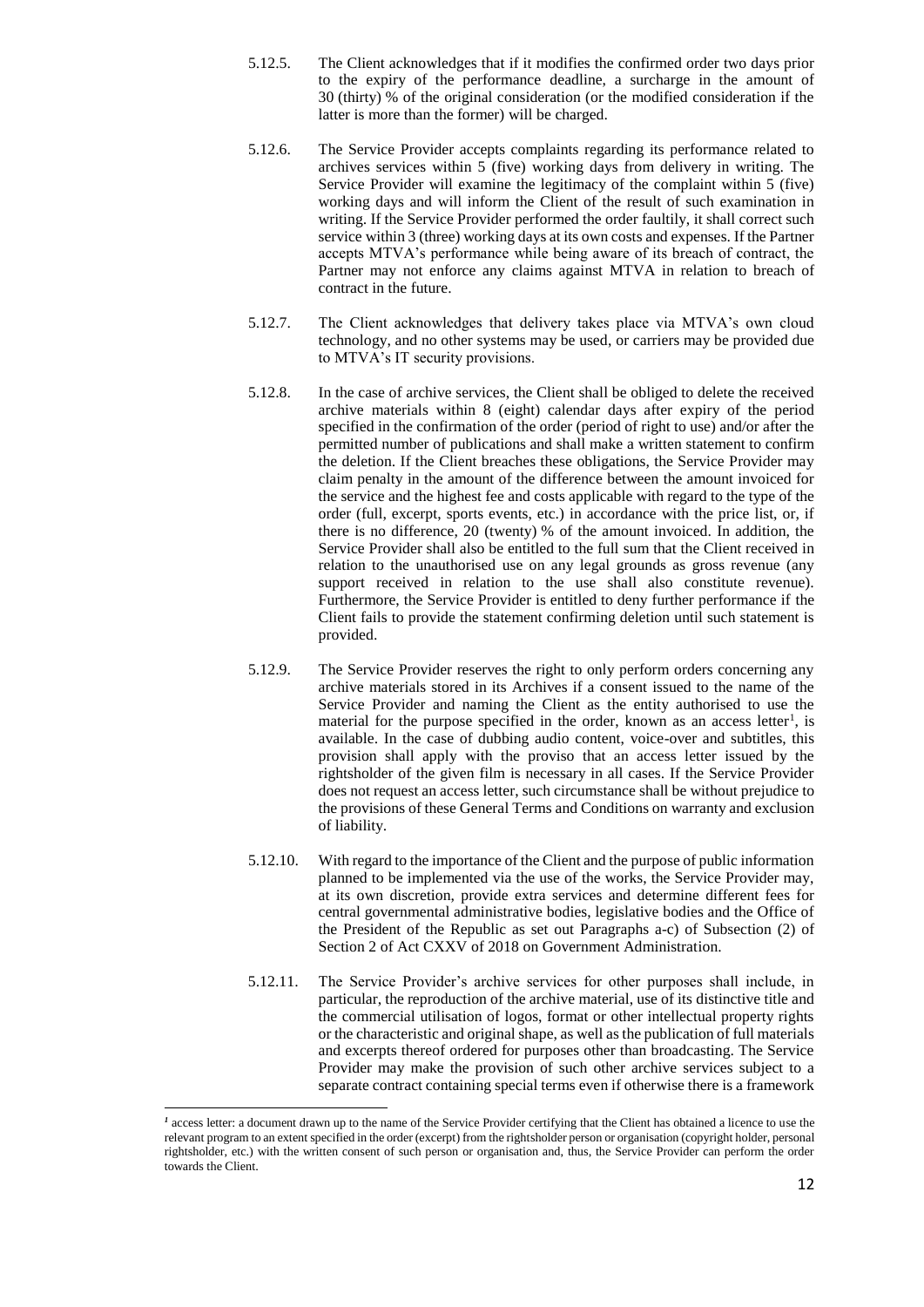5.12.5. The Client acknowledges that if it modifies the confirmed order two days prior to the expiry of the performance deadline, a surcharge in the amount of 30 (thirty) % of the original consideration (or the modified consideration if the latter is more than the former) will be charged.

5.12.6. The Service Provider accepts complaints regarding its performance related to archives services within 5 (five) working days from delivery in writing. The Service Provider will examine the legitimacy of the complaint within 5 (five) working days and will inform the Client of the result of such examination in writing. If the Service Provider performed the order faultily, it shall correct such service within 3 (three) working days at its own costs and expenses. If the Partner accepts MTVA's performance while being aware of its breach of contract, the Partner may not enforce any claims against MTVA in relation to breach of contract in the future.

5.12.7. The Client acknowledges that delivery takes place via MTVA's own cloud technology, and no other systems may be used, or carriers may be provided due to MTVA's IT security provisions.

5.12.8. In the case of archive services, the Client shall be obliged to delete the received archive materials within 8 (eight) calendar days after expiry of the period specified in the confirmation of the order (period of right to use) and/or after the permitted number of publications and shall make a written statement to confirm the deletion. If the Client breaches these obligations, the Service Provider may claim penalty in the amount of the difference between the amount invoiced for the service and the highest fee and costs applicable with regard to the type of the order (full, excerpt, sports events, etc.) in accordance with the price list, or, if there is no difference, 20 (twenty) % of the amount invoiced. In addition, the Service Provider shall also be entitled to the full sum that the Client received in relation to the unauthorised use on any legal grounds as gross revenue (any support received in relation to the use shall also constitute revenue). Furthermore, the Service Provider is entitled to deny further performance if the Client fails to provide the statement confirming deletion until such statement is provided.

5.12.9. The Service Provider reserves the right to only perform orders concerning any archive materials stored in its Archives if a consent issued to the name of the Service Provider and naming the Client as the entity authorised to use the material for the purpose specified in the order, known as an access letter[1], is available. In the case of dubbing audio content, voice-over and subtitles, this provision shall apply with the proviso that an access letter issued by the rightsholder of the given film is necessary in all cases. If the Service Provider does not request an access letter, such circumstance shall be without prejudice to the provisions of these General Terms and Conditions on warranty and exclusion of liability.

5.12.10. With regard to the importance of the Client and the purpose of public information planned to be implemented via the use of the works, the Service Provider may, at its own discretion, provide extra services and determine different fees for central governmental administrative bodies, legislative bodies and the Office of the President of the Republic as set out Paragraphs a-c) of Subsection (2) of Section 2 of Act CXXV of 2018 on Government Administration.

5.12.11. The Service Provider's archive services for other purposes shall include, in particular, the reproduction of the archive material, use of its distinctive title and the commercial utilisation of logos, format or other intellectual property rights or the characteristic and original shape, as well as the publication of full materials and excerpts thereof ordered for purposes other than broadcasting. The Service Provider may make the provision of such other archive services subject to a separate contract containing special terms even if otherwise there is a framework

---

[1] access letter: a document drawn up to the name of the Service Provider certifying that the Client has obtained a licence to use the relevant program to an extent specified in the order (excerpt) from the rightsholder person or organisation (copyright holder, personal rightsholder, etc.) with the written consent of such person or organisation and, thus, the Service Provider can perform the order towards the Client.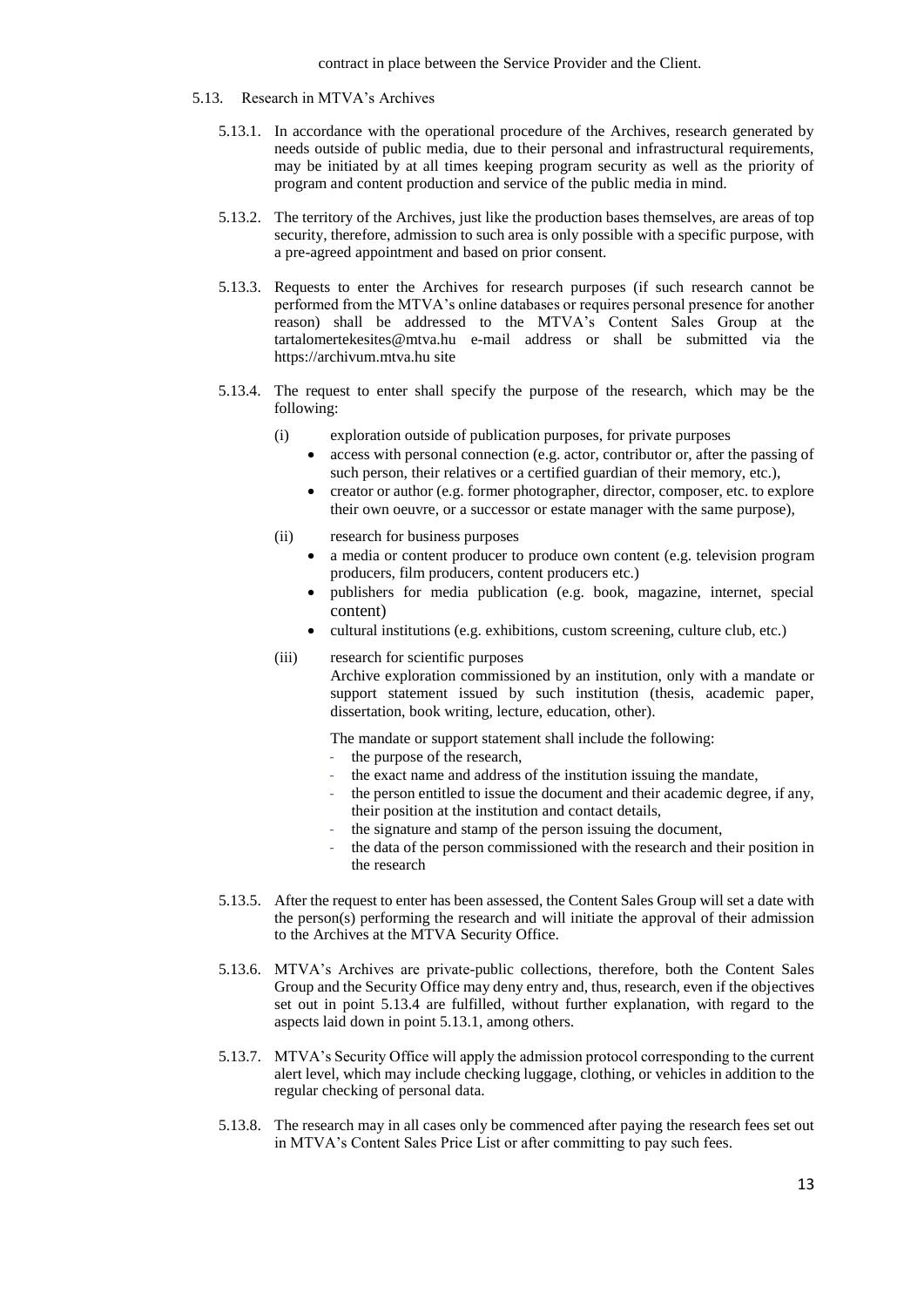contract in place between the Service Provider and the Client.

### 5.13. Research in MTVA's Archives

5.13.1. In accordance with the operational procedure of the Archives, research generated by needs outside of public media, due to their personal and infrastructural requirements, may be initiated by at all times keeping program security as well as the priority of program and content production and service of the public media in mind.

5.13.2. The territory of the Archives, just like the production bases themselves, are areas of top security, therefore, admission to such area is only possible with a specific purpose, with a pre-agreed appointment and based on prior consent.

5.13.3. Requests to enter the Archives for research purposes (if such research cannot be performed from the MTVA's online databases or requires personal presence for another reason) shall be addressed to the MTVA's Content Sales Group at the tartalomertekesites@mtva.hu e-mail address or shall be submitted via the https://archivum.mtva.hu site

5.13.4. The request to enter shall specify the purpose of the research, which may be the following:

(i) exploration outside of publication purposes, for private purposes

- access with personal connection (e.g. actor, contributor or, after the passing of such person, their relatives or a certified guardian of their memory, etc.),
- creator or author (e.g. former photographer, director, composer, etc. to explore their own oeuvre, or a successor or estate manager with the same purpose),

(ii) research for business purposes

- a media or content producer to produce own content (e.g. television program producers, film producers, content producers etc.)
- publishers for media publication (e.g. book, magazine, internet, special content)
- cultural institutions (e.g. exhibitions, custom screening, culture club, etc.)

(iii) research for scientific purposes

Archive exploration commissioned by an institution, only with a mandate or support statement issued by such institution (thesis, academic paper, dissertation, book writing, lecture, education, other).

The mandate or support statement shall include the following:

- the purpose of the research,
- the exact name and address of the institution issuing the mandate,
- the person entitled to issue the document and their academic degree, if any, their position at the institution and contact details,
- the signature and stamp of the person issuing the document,
- the data of the person commissioned with the research and their position in the research

5.13.5. After the request to enter has been assessed, the Content Sales Group will set a date with the person(s) performing the research and will initiate the approval of their admission to the Archives at the MTVA Security Office.

5.13.6. MTVA's Archives are private-public collections, therefore, both the Content Sales Group and the Security Office may deny entry and, thus, research, even if the objectives set out in point 5.13.4 are fulfilled, without further explanation, with regard to the aspects laid down in point 5.13.1, among others.

5.13.7. MTVA's Security Office will apply the admission protocol corresponding to the current alert level, which may include checking luggage, clothing, or vehicles in addition to the regular checking of personal data.

5.13.8. The research may in all cases only be commenced after paying the research fees set out in MTVA's Content Sales Price List or after committing to pay such fees.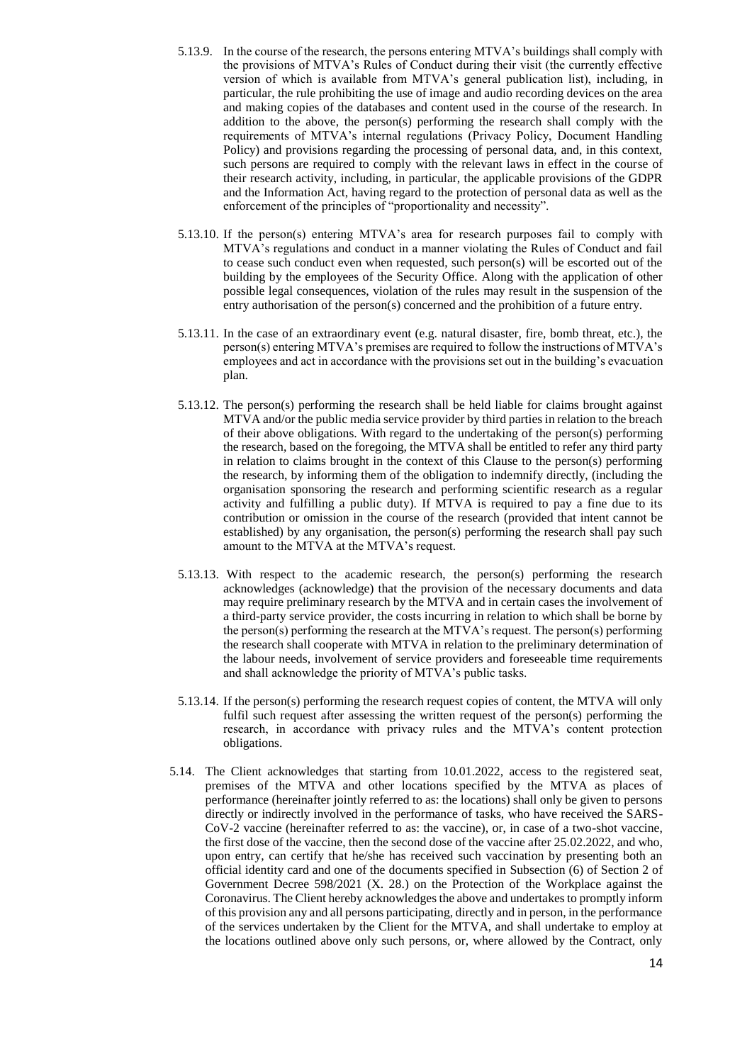5.13.9. In the course of the research, the persons entering MTVA's buildings shall comply with the provisions of MTVA's Rules of Conduct during their visit (the currently effective version of which is available from MTVA's general publication list), including, in particular, the rule prohibiting the use of image and audio recording devices on the area and making copies of the databases and content used in the course of the research. In addition to the above, the person(s) performing the research shall comply with the requirements of MTVA's internal regulations (Privacy Policy, Document Handling Policy) and provisions regarding the processing of personal data, and, in this context, such persons are required to comply with the relevant laws in effect in the course of their research activity, including, in particular, the applicable provisions of the GDPR and the Information Act, having regard to the protection of personal data as well as the enforcement of the principles of "proportionality and necessity".

5.13.10. If the person(s) entering MTVA's area for research purposes fail to comply with MTVA's regulations and conduct in a manner violating the Rules of Conduct and fail to cease such conduct even when requested, such person(s) will be escorted out of the building by the employees of the Security Office. Along with the application of other possible legal consequences, violation of the rules may result in the suspension of the entry authorisation of the person(s) concerned and the prohibition of a future entry.

5.13.11. In the case of an extraordinary event (e.g. natural disaster, fire, bomb threat, etc.), the person(s) entering MTVA's premises are required to follow the instructions of MTVA's employees and act in accordance with the provisions set out in the building's evacuation plan.

5.13.12. The person(s) performing the research shall be held liable for claims brought against MTVA and/or the public media service provider by third parties in relation to the breach of their above obligations. With regard to the undertaking of the person(s) performing the research, based on the foregoing, the MTVA shall be entitled to refer any third party in relation to claims brought in the context of this Clause to the person(s) performing the research, by informing them of the obligation to indemnify directly, (including the organisation sponsoring the research and performing scientific research as a regular activity and fulfilling a public duty). If MTVA is required to pay a fine due to its contribution or omission in the course of the research (provided that intent cannot be established) by any organisation, the person(s) performing the research shall pay such amount to the MTVA at the MTVA's request.

5.13.13. With respect to the academic research, the person(s) performing the research acknowledges (acknowledge) that the provision of the necessary documents and data may require preliminary research by the MTVA and in certain cases the involvement of a third-party service provider, the costs incurring in relation to which shall be borne by the person(s) performing the research at the MTVA's request. The person(s) performing the research shall cooperate with MTVA in relation to the preliminary determination of the labour needs, involvement of service providers and foreseeable time requirements and shall acknowledge the priority of MTVA's public tasks.

5.13.14. If the person(s) performing the research request copies of content, the MTVA will only fulfil such request after assessing the written request of the person(s) performing the research, in accordance with privacy rules and the MTVA's content protection obligations.

5.14. The Client acknowledges that starting from 10.01.2022, access to the registered seat, premises of the MTVA and other locations specified by the MTVA as places of performance (hereinafter jointly referred to as: the locations) shall only be given to persons directly or indirectly involved in the performance of tasks, who have received the SARS-CoV-2 vaccine (hereinafter referred to as: the vaccine), or, in case of a two-shot vaccine, the first dose of the vaccine, then the second dose of the vaccine after 25.02.2022, and who, upon entry, can certify that he/she has received such vaccination by presenting both an official identity card and one of the documents specified in Subsection (6) of Section 2 of Government Decree 598/2021 (X. 28.) on the Protection of the Workplace against the Coronavirus. The Client hereby acknowledges the above and undertakes to promptly inform of this provision any and all persons participating, directly and in person, in the performance of the services undertaken by the Client for the MTVA, and shall undertake to employ at the locations outlined above only such persons, or, where allowed by the Contract, only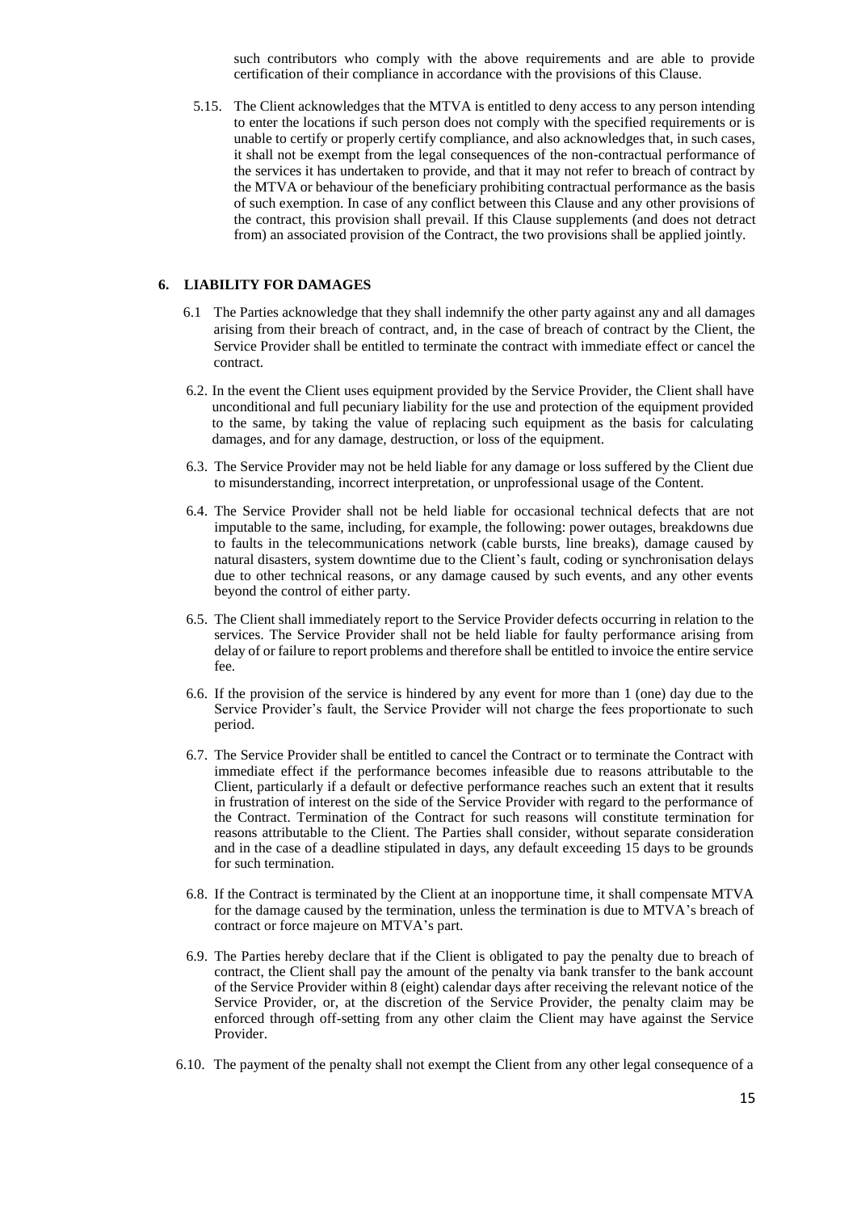such contributors who comply with the above requirements and are able to provide certification of their compliance in accordance with the provisions of this Clause.

5.15. The Client acknowledges that the MTVA is entitled to deny access to any person intending to enter the locations if such person does not comply with the specified requirements or is unable to certify or properly certify compliance, and also acknowledges that, in such cases, it shall not be exempt from the legal consequences of the non-contractual performance of the services it has undertaken to provide, and that it may not refer to breach of contract by the MTVA or behaviour of the beneficiary prohibiting contractual performance as the basis of such exemption. In case of any conflict between this Clause and any other provisions of the contract, this provision shall prevail. If this Clause supplements (and does not detract from) an associated provision of the Contract, the two provisions shall be applied jointly.

## 6. LIABILITY FOR DAMAGES

6.1 The Parties acknowledge that they shall indemnify the other party against any and all damages arising from their breach of contract, and, in the case of breach of contract by the Client, the Service Provider shall be entitled to terminate the contract with immediate effect or cancel the contract.

6.2. In the event the Client uses equipment provided by the Service Provider, the Client shall have unconditional and full pecuniary liability for the use and protection of the equipment provided to the same, by taking the value of replacing such equipment as the basis for calculating damages, and for any damage, destruction, or loss of the equipment.

6.3. The Service Provider may not be held liable for any damage or loss suffered by the Client due to misunderstanding, incorrect interpretation, or unprofessional usage of the Content.

6.4. The Service Provider shall not be held liable for occasional technical defects that are not imputable to the same, including, for example, the following: power outages, breakdowns due to faults in the telecommunications network (cable bursts, line breaks), damage caused by natural disasters, system downtime due to the Client's fault, coding or synchronisation delays due to other technical reasons, or any damage caused by such events, and any other events beyond the control of either party.

6.5. The Client shall immediately report to the Service Provider defects occurring in relation to the services. The Service Provider shall not be held liable for faulty performance arising from delay of or failure to report problems and therefore shall be entitled to invoice the entire service fee.

6.6. If the provision of the service is hindered by any event for more than 1 (one) day due to the Service Provider's fault, the Service Provider will not charge the fees proportionate to such period.

6.7. The Service Provider shall be entitled to cancel the Contract or to terminate the Contract with immediate effect if the performance becomes infeasible due to reasons attributable to the Client, particularly if a default or defective performance reaches such an extent that it results in frustration of interest on the side of the Service Provider with regard to the performance of the Contract. Termination of the Contract for such reasons will constitute termination for reasons attributable to the Client. The Parties shall consider, without separate consideration and in the case of a deadline stipulated in days, any default exceeding 15 days to be grounds for such termination.

6.8. If the Contract is terminated by the Client at an inopportune time, it shall compensate MTVA for the damage caused by the termination, unless the termination is due to MTVA's breach of contract or force majeure on MTVA's part.

6.9. The Parties hereby declare that if the Client is obligated to pay the penalty due to breach of contract, the Client shall pay the amount of the penalty via bank transfer to the bank account of the Service Provider within 8 (eight) calendar days after receiving the relevant notice of the Service Provider, or, at the discretion of the Service Provider, the penalty claim may be enforced through off-setting from any other claim the Client may have against the Service Provider.

6.10. The payment of the penalty shall not exempt the Client from any other legal consequence of a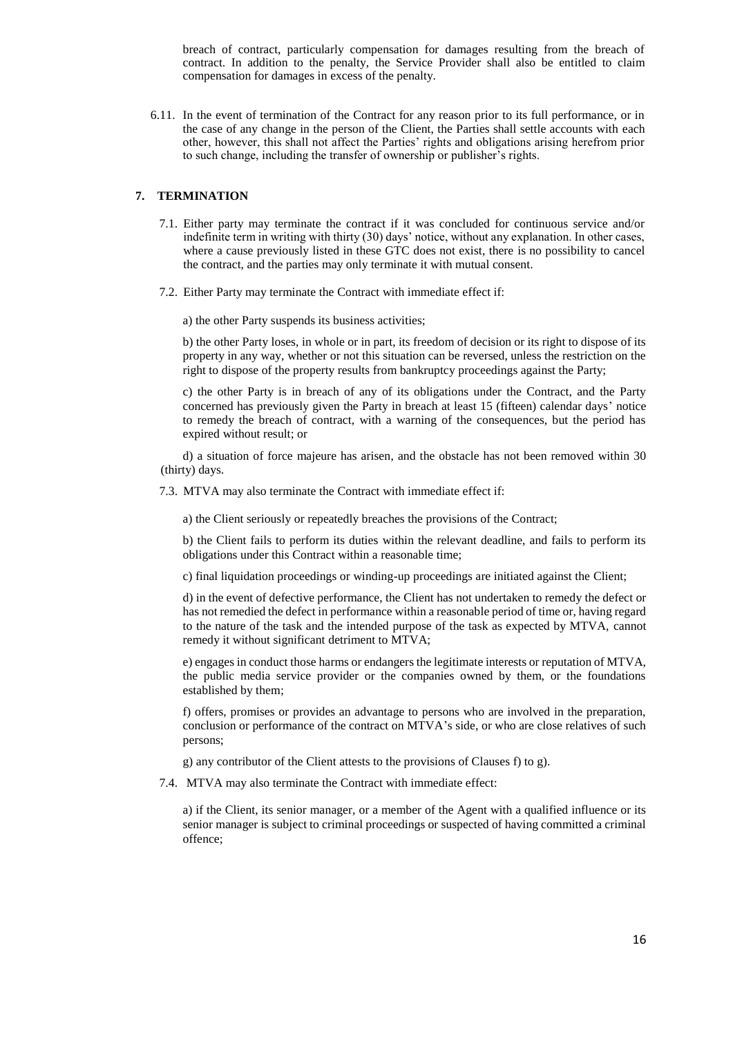breach of contract, particularly compensation for damages resulting from the breach of contract. In addition to the penalty, the Service Provider shall also be entitled to claim compensation for damages in excess of the penalty.

6.11. In the event of termination of the Contract for any reason prior to its full performance, or in the case of any change in the person of the Client, the Parties shall settle accounts with each other, however, this shall not affect the Parties' rights and obligations arising herefrom prior to such change, including the transfer of ownership or publisher's rights.

## 7. TERMINATION

7.1. Either party may terminate the contract if it was concluded for continuous service and/or indefinite term in writing with thirty (30) days' notice, without any explanation. In other cases, where a cause previously listed in these GTC does not exist, there is no possibility to cancel the contract, and the parties may only terminate it with mutual consent.

7.2. Either Party may terminate the Contract with immediate effect if:

a) the other Party suspends its business activities;

b) the other Party loses, in whole or in part, its freedom of decision or its right to dispose of its property in any way, whether or not this situation can be reversed, unless the restriction on the right to dispose of the property results from bankruptcy proceedings against the Party;

c) the other Party is in breach of any of its obligations under the Contract, and the Party concerned has previously given the Party in breach at least 15 (fifteen) calendar days' notice to remedy the breach of contract, with a warning of the consequences, but the period has expired without result; or

d) a situation of force majeure has arisen, and the obstacle has not been removed within 30 (thirty) days.

7.3. MTVA may also terminate the Contract with immediate effect if:

a) the Client seriously or repeatedly breaches the provisions of the Contract;

b) the Client fails to perform its duties within the relevant deadline, and fails to perform its obligations under this Contract within a reasonable time;

c) final liquidation proceedings or winding-up proceedings are initiated against the Client;

d) in the event of defective performance, the Client has not undertaken to remedy the defect or has not remedied the defect in performance within a reasonable period of time or, having regard to the nature of the task and the intended purpose of the task as expected by MTVA, cannot remedy it without significant detriment to MTVA;

e) engages in conduct those harms or endangers the legitimate interests or reputation of MTVA, the public media service provider or the companies owned by them, or the foundations established by them;

f) offers, promises or provides an advantage to persons who are involved in the preparation, conclusion or performance of the contract on MTVA's side, or who are close relatives of such persons;

g) any contributor of the Client attests to the provisions of Clauses f) to g).

7.4. MTVA may also terminate the Contract with immediate effect:

a) if the Client, its senior manager, or a member of the Agent with a qualified influence or its senior manager is subject to criminal proceedings or suspected of having committed a criminal offence;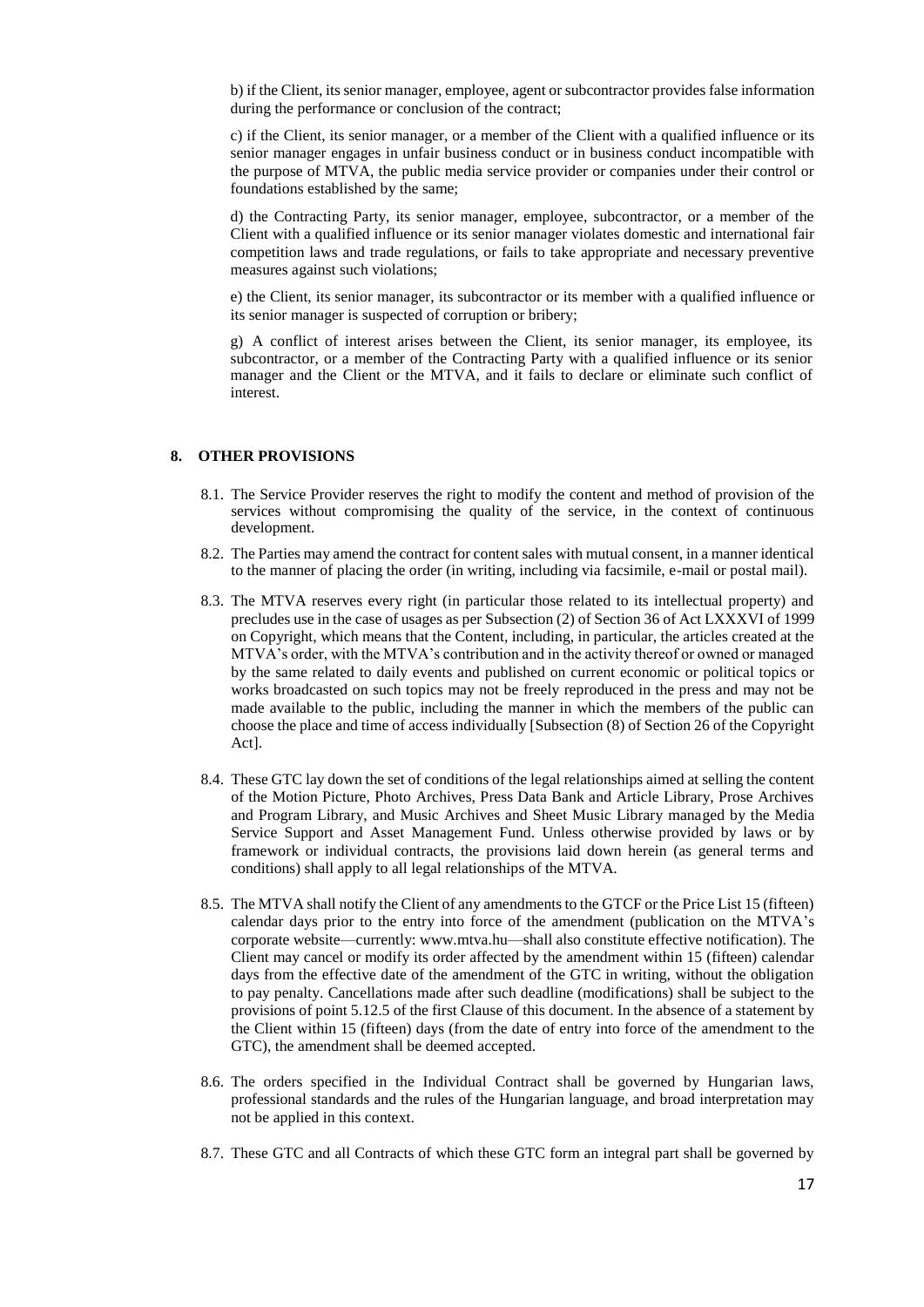b) if the Client, its senior manager, employee, agent or subcontractor provides false information during the performance or conclusion of the contract;

c) if the Client, its senior manager, or a member of the Client with a qualified influence or its senior manager engages in unfair business conduct or in business conduct incompatible with the purpose of MTVA, the public media service provider or companies under their control or foundations established by the same;

d) the Contracting Party, its senior manager, employee, subcontractor, or a member of the Client with a qualified influence or its senior manager violates domestic and international fair competition laws and trade regulations, or fails to take appropriate and necessary preventive measures against such violations;

e) the Client, its senior manager, its subcontractor or its member with a qualified influence or its senior manager is suspected of corruption or bribery;

g) A conflict of interest arises between the Client, its senior manager, its employee, its subcontractor, or a member of the Contracting Party with a qualified influence or its senior manager and the Client or the MTVA, and it fails to declare or eliminate such conflict of interest.

## 8. OTHER PROVISIONS

8.1. The Service Provider reserves the right to modify the content and method of provision of the services without compromising the quality of the service, in the context of continuous development.

8.2. The Parties may amend the contract for content sales with mutual consent, in a manner identical to the manner of placing the order (in writing, including via facsimile, e-mail or postal mail).

8.3. The MTVA reserves every right (in particular those related to its intellectual property) and precludes use in the case of usages as per Subsection (2) of Section 36 of Act LXXXVI of 1999 on Copyright, which means that the Content, including, in particular, the articles created at the MTVA's order, with the MTVA's contribution and in the activity thereof or owned or managed by the same related to daily events and published on current economic or political topics or works broadcasted on such topics may not be freely reproduced in the press and may not be made available to the public, including the manner in which the members of the public can choose the place and time of access individually [Subsection (8) of Section 26 of the Copyright Act].

8.4. These GTC lay down the set of conditions of the legal relationships aimed at selling the content of the Motion Picture, Photo Archives, Press Data Bank and Article Library, Prose Archives and Program Library, and Music Archives and Sheet Music Library managed by the Media Service Support and Asset Management Fund. Unless otherwise provided by laws or by framework or individual contracts, the provisions laid down herein (as general terms and conditions) shall apply to all legal relationships of the MTVA.

8.5. The MTVA shall notify the Client of any amendments to the GTCF or the Price List 15 (fifteen) calendar days prior to the entry into force of the amendment (publication on the MTVA's corporate website—currently: www.mtva.hu—shall also constitute effective notification). The Client may cancel or modify its order affected by the amendment within 15 (fifteen) calendar days from the effective date of the amendment of the GTC in writing, without the obligation to pay penalty. Cancellations made after such deadline (modifications) shall be subject to the provisions of point 5.12.5 of the first Clause of this document. In the absence of a statement by the Client within 15 (fifteen) days (from the date of entry into force of the amendment to the GTC), the amendment shall be deemed accepted.

8.6. The orders specified in the Individual Contract shall be governed by Hungarian laws, professional standards and the rules of the Hungarian language, and broad interpretation may not be applied in this context.

8.7. These GTC and all Contracts of which these GTC form an integral part shall be governed by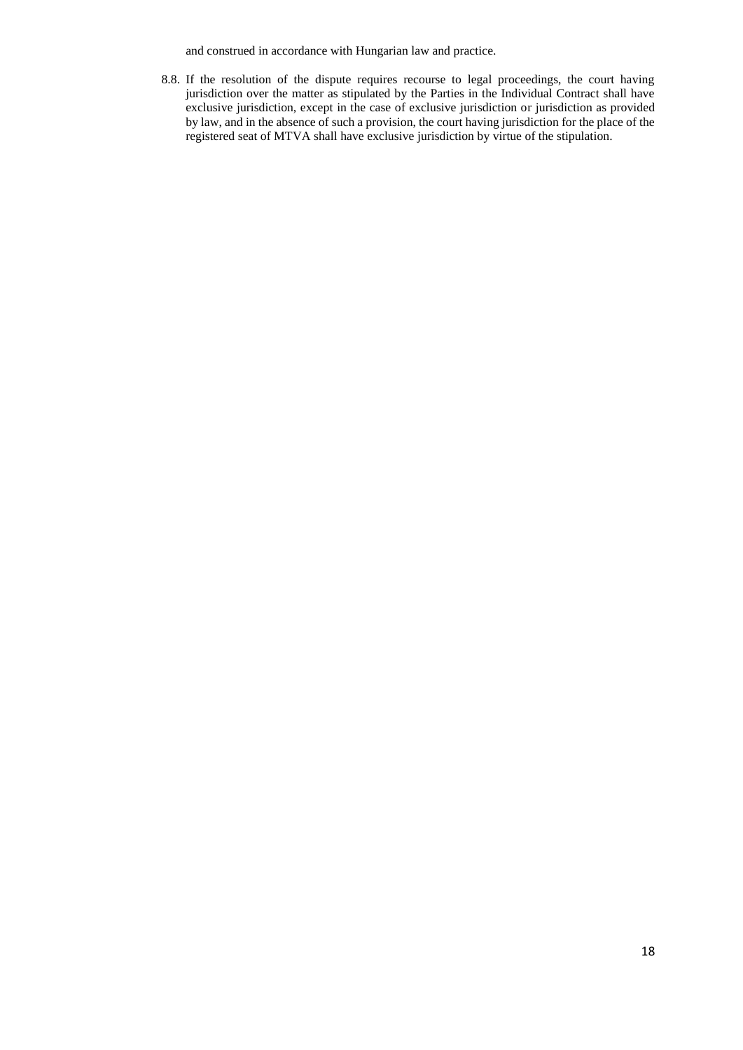and construed in accordance with Hungarian law and practice.

8.8. If the resolution of the dispute requires recourse to legal proceedings, the court having jurisdiction over the matter as stipulated by the Parties in the Individual Contract shall have exclusive jurisdiction, except in the case of exclusive jurisdiction or jurisdiction as provided by law, and in the absence of such a provision, the court having jurisdiction for the place of the registered seat of MTVA shall have exclusive jurisdiction by virtue of the stipulation.